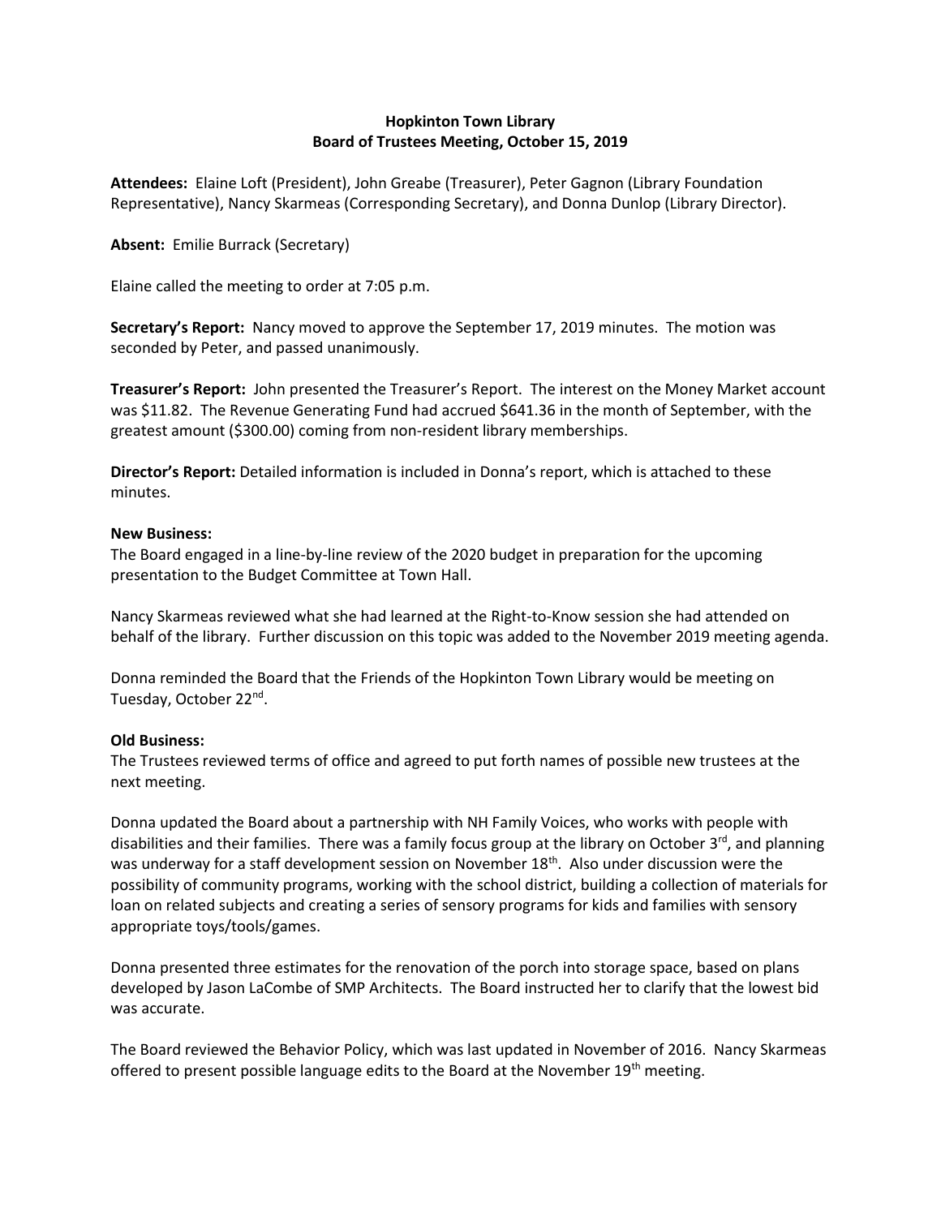# Hopkinton Town Library
## Board of Trustees Meeting, October 15, 2019

**Attendees:** Elaine Loft (President), John Greabe (Treasurer), Peter Gagnon (Library Foundation Representative), Nancy Skarmeas (Corresponding Secretary), and Donna Dunlop (Library Director).

**Absent:** Emilie Burrack (Secretary)

Elaine called the meeting to order at 7:05 p.m.

**Secretary's Report:** Nancy moved to approve the September 17, 2019 minutes. The motion was seconded by Peter, and passed unanimously.

**Treasurer's Report:** John presented the Treasurer's Report. The interest on the Money Market account was $11.82. The Revenue Generating Fund had accrued $641.36 in the month of September, with the greatest amount ($300.00) coming from non-resident library memberships.

**Director's Report:** Detailed information is included in Donna's report, which is attached to these minutes.

**New Business:**

The Board engaged in a line-by-line review of the 2020 budget in preparation for the upcoming presentation to the Budget Committee at Town Hall.

Nancy Skarmeas reviewed what she had learned at the Right-to-Know session she had attended on behalf of the library. Further discussion on this topic was added to the November 2019 meeting agenda.

Donna reminded the Board that the Friends of the Hopkinton Town Library would be meeting on Tuesday, October 22nd.

**Old Business:**

The Trustees reviewed terms of office and agreed to put forth names of possible new trustees at the next meeting.

Donna updated the Board about a partnership with NH Family Voices, who works with people with disabilities and their families. There was a family focus group at the library on October 3rd, and planning was underway for a staff development session on November 18th. Also under discussion were the possibility of community programs, working with the school district, building a collection of materials for loan on related subjects and creating a series of sensory programs for kids and families with sensory appropriate toys/tools/games.

Donna presented three estimates for the renovation of the porch into storage space, based on plans developed by Jason LaCombe of SMP Architects. The Board instructed her to clarify that the lowest bid was accurate.

The Board reviewed the Behavior Policy, which was last updated in November of 2016. Nancy Skarmeas offered to present possible language edits to the Board at the November 19th meeting.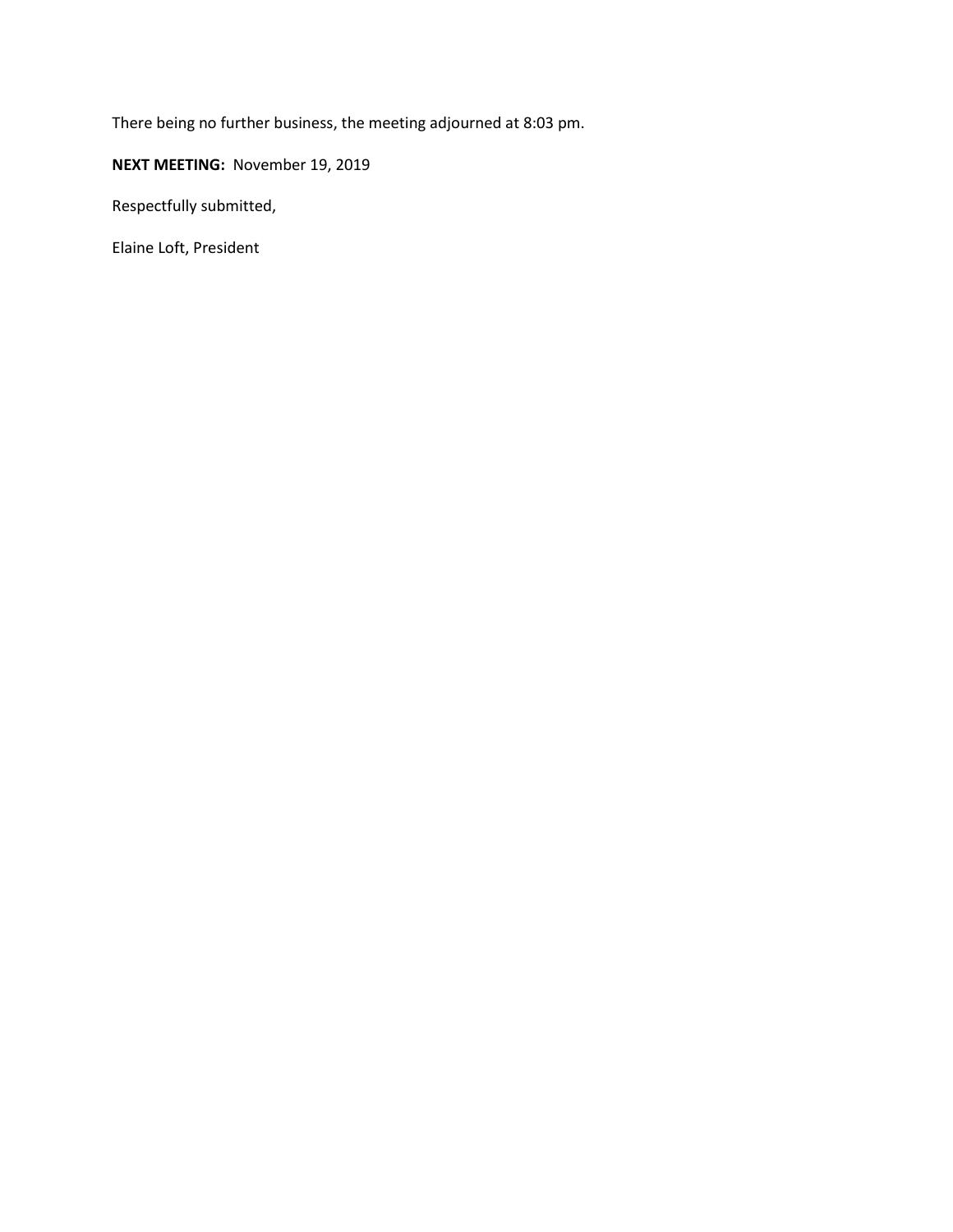There being no further business, the meeting adjourned at 8:03 pm.

**NEXT MEETING:** November 19, 2019

Respectfully submitted,

Elaine Loft, President